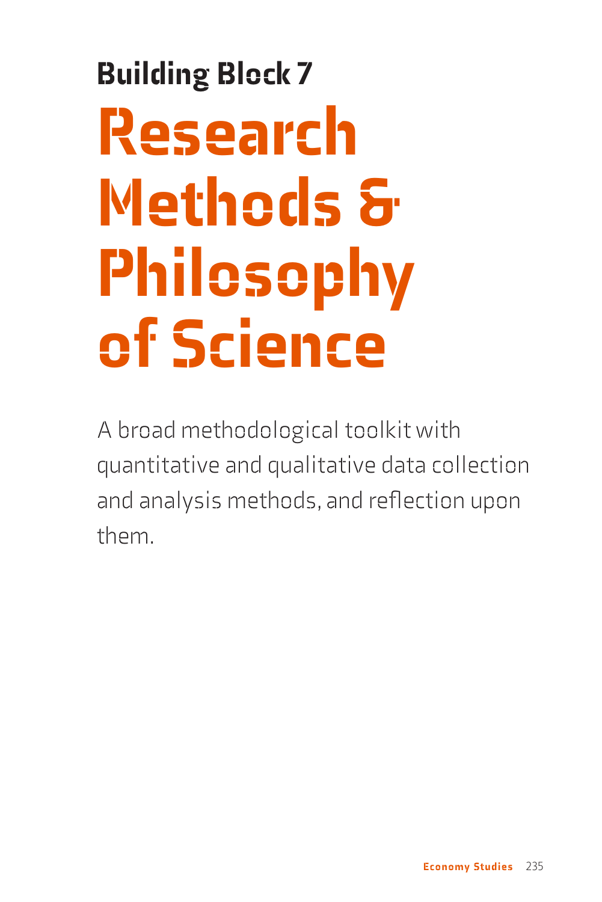## Building Block 7

# Research Methods & Philosophy of Science

A broad methodological toolkit with quantitative and qualitative data collection and analysis methods, and reflection upon them.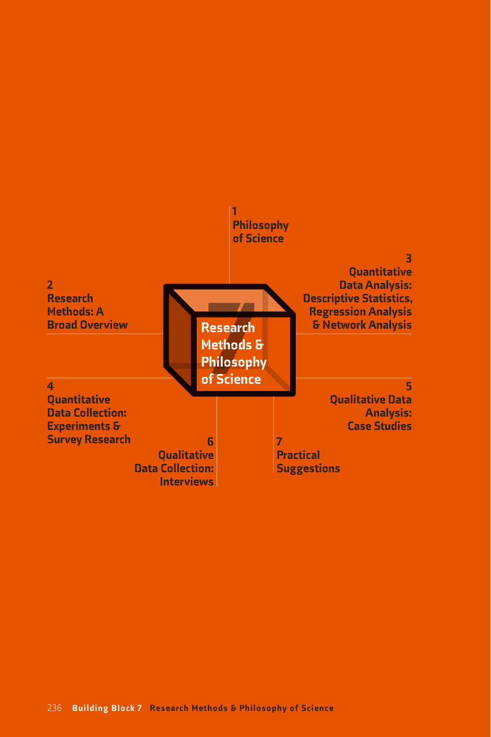# Research Methods & Philosophy of Science

1 Philosophy of Science

2 Research Methods: A Broad Overview

3 Quantitative Data Analysis: Descriptive Statistics, Regression Analysis & Network Analysis

4 Quantitative Data Collection: Experiments & Survey Research

5 Qualitative Data Analysis: Case Studies

6 Qualitative Data Collection: Interviews

7 Practical Suggestions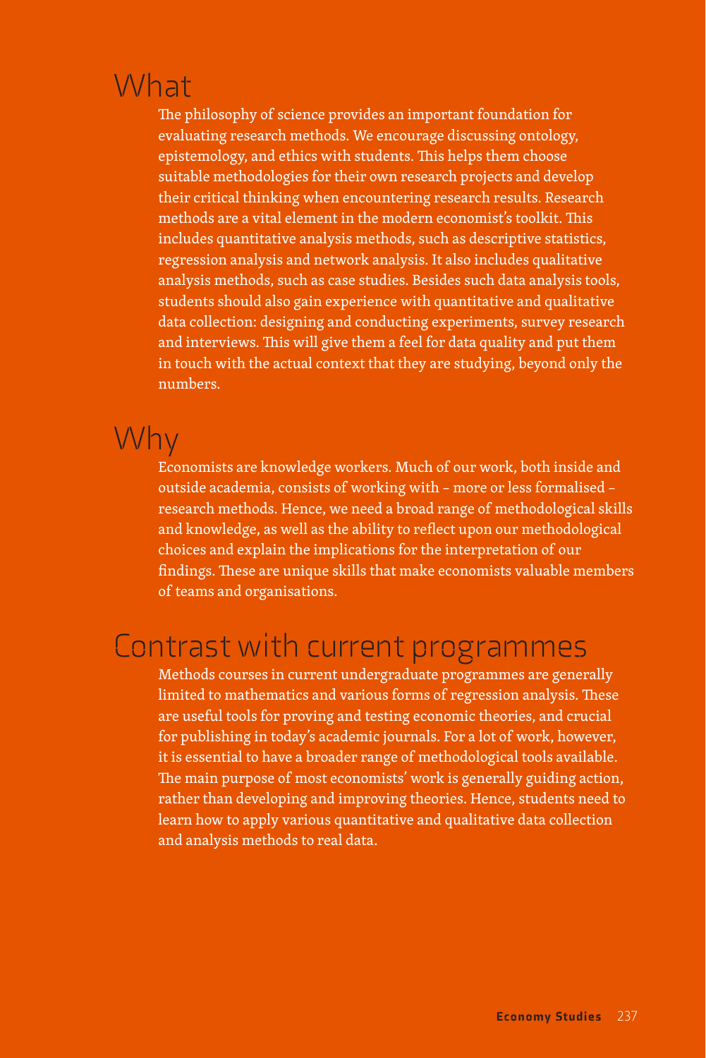## What

The philosophy of science provides an important foundation for evaluating research methods. We encourage discussing ontology, epistemology, and ethics with students. This helps them choose suitable methodologies for their own research projects and develop their critical thinking when encountering research results. Research methods are a vital element in the modern economist's toolkit. This includes quantitative analysis methods, such as descriptive statistics, regression analysis and network analysis. It also includes qualitative analysis methods, such as case studies. Besides such data analysis tools, students should also gain experience with quantitative and qualitative data collection: designing and conducting experiments, survey research and interviews. This will give them a feel for data quality and put them in touch with the actual context that they are studying, beyond only the numbers.

## Why

Economists are knowledge workers. Much of our work, both inside and outside academia, consists of working with – more or less formalised – research methods. Hence, we need a broad range of methodological skills and knowledge, as well as the ability to reflect upon our methodological choices and explain the implications for the interpretation of our findings. These are unique skills that make economists valuable members of teams and organisations.

## Contrast with current programmes

Methods courses in current undergraduate programmes are generally limited to mathematics and various forms of regression analysis. These are useful tools for proving and testing economic theories, and crucial for publishing in today's academic journals. For a lot of work, however, it is essential to have a broader range of methodological tools available. The main purpose of most economists' work is generally guiding action, rather than developing and improving theories. Hence, students need to learn how to apply various quantitative and qualitative data collection and analysis methods to real data.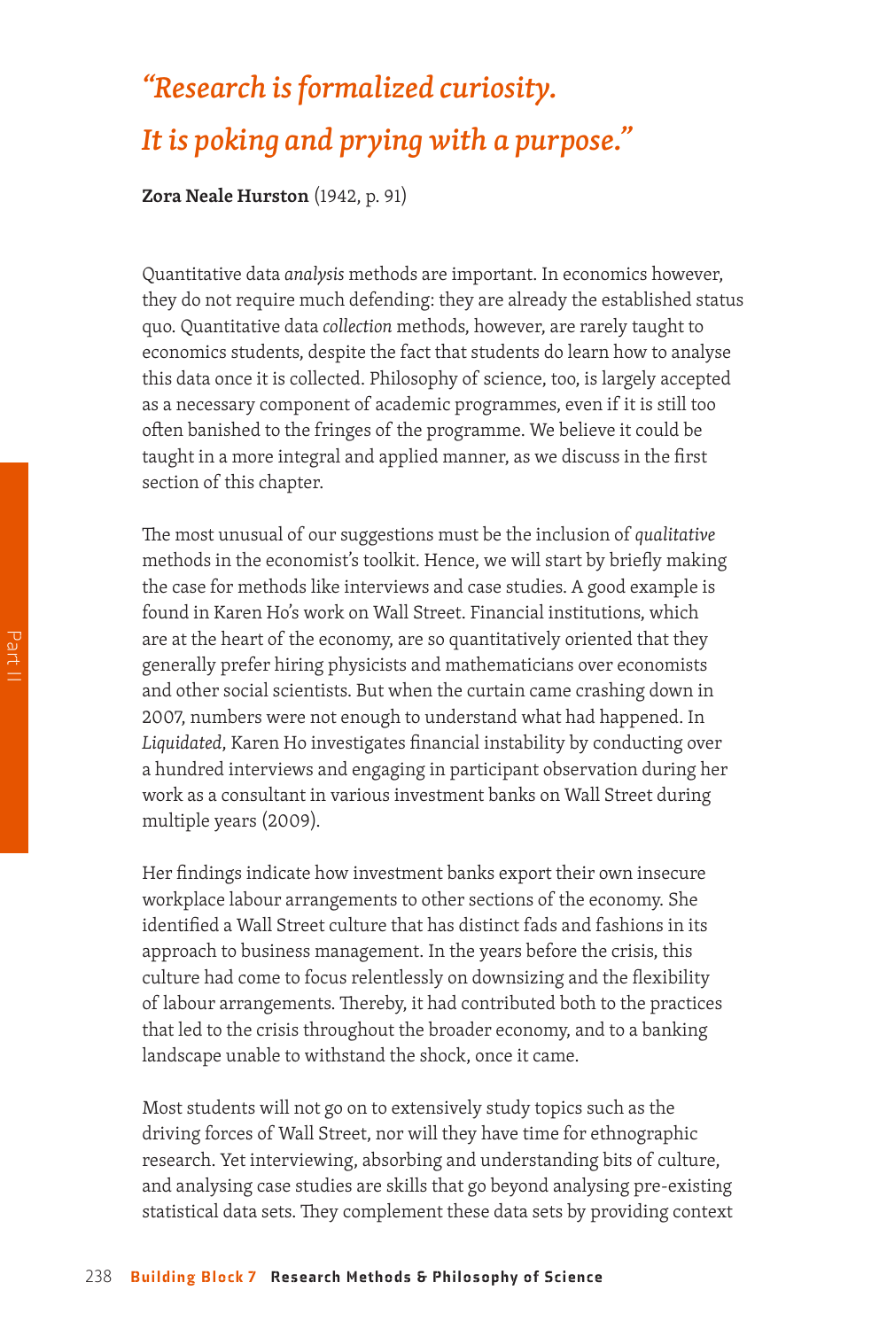*"Research is formalized curiosity.*
*It is poking and prying with a purpose."*

**Zora Neale Hurston** (1942, p. 91)

Quantitative data *analysis* methods are important. In economics however, they do not require much defending: they are already the established status quo. Quantitative data *collection* methods, however, are rarely taught to economics students, despite the fact that students do learn how to analyse this data once it is collected. Philosophy of science, too, is largely accepted as a necessary component of academic programmes, even if it is still too often banished to the fringes of the programme. We believe it could be taught in a more integral and applied manner, as we discuss in the first section of this chapter.

The most unusual of our suggestions must be the inclusion of *qualitative* methods in the economist's toolkit. Hence, we will start by briefly making the case for methods like interviews and case studies. A good example is found in Karen Ho's work on Wall Street. Financial institutions, which are at the heart of the economy, are so quantitatively oriented that they generally prefer hiring physicists and mathematicians over economists and other social scientists. But when the curtain came crashing down in 2007, numbers were not enough to understand what had happened. In *Liquidated*, Karen Ho investigates financial instability by conducting over a hundred interviews and engaging in participant observation during her work as a consultant in various investment banks on Wall Street during multiple years (2009).

Her findings indicate how investment banks export their own insecure workplace labour arrangements to other sections of the economy. She identified a Wall Street culture that has distinct fads and fashions in its approach to business management. In the years before the crisis, this culture had come to focus relentlessly on downsizing and the flexibility of labour arrangements. Thereby, it had contributed both to the practices that led to the crisis throughout the broader economy, and to a banking landscape unable to withstand the shock, once it came.

Most students will not go on to extensively study topics such as the driving forces of Wall Street, nor will they have time for ethnographic research. Yet interviewing, absorbing and understanding bits of culture, and analysing case studies are skills that go beyond analysing pre-existing statistical data sets. They complement these data sets by providing context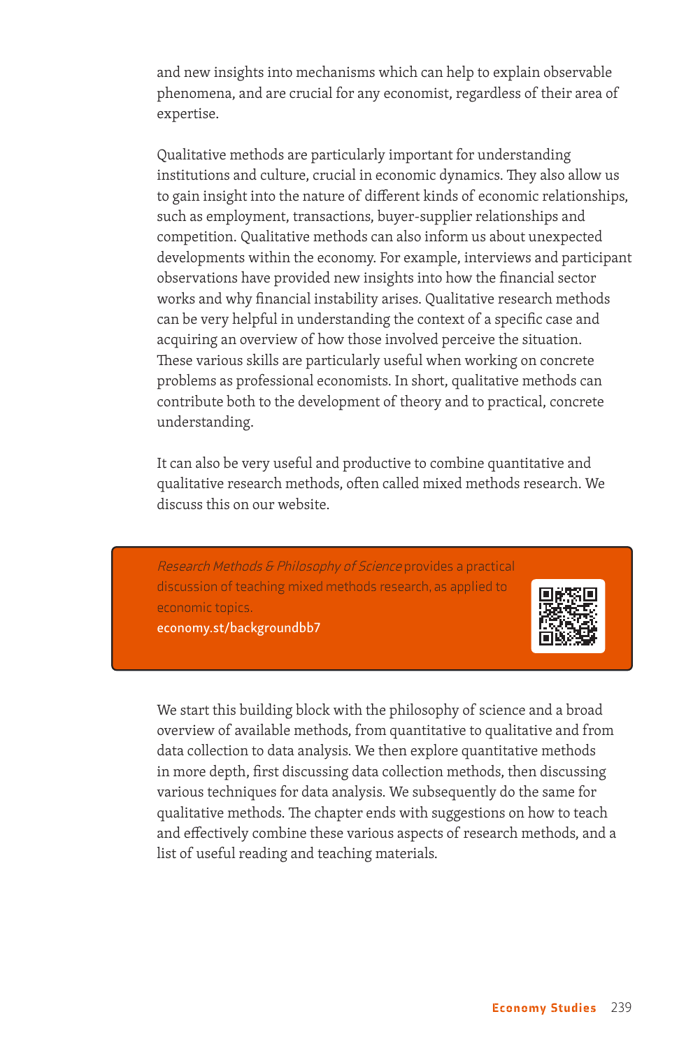and new insights into mechanisms which can help to explain observable phenomena, and are crucial for any economist, regardless of their area of expertise.

Qualitative methods are particularly important for understanding institutions and culture, crucial in economic dynamics. They also allow us to gain insight into the nature of different kinds of economic relationships, such as employment, transactions, buyer-supplier relationships and competition. Qualitative methods can also inform us about unexpected developments within the economy. For example, interviews and participant observations have provided new insights into how the financial sector works and why financial instability arises. Qualitative research methods can be very helpful in understanding the context of a specific case and acquiring an overview of how those involved perceive the situation. These various skills are particularly useful when working on concrete problems as professional economists. In short, qualitative methods can contribute both to the development of theory and to practical, concrete understanding.

It can also be very useful and productive to combine quantitative and qualitative research methods, often called mixed methods research. We discuss this on our website.

> *Research Methods & Philosophy of Science* provides a practical discussion of teaching mixed methods research, as applied to economic topics.
> economy.st/backgroundbb7

We start this building block with the philosophy of science and a broad overview of available methods, from quantitative to qualitative and from data collection to data analysis. We then explore quantitative methods in more depth, first discussing data collection methods, then discussing various techniques for data analysis. We subsequently do the same for qualitative methods. The chapter ends with suggestions on how to teach and effectively combine these various aspects of research methods, and a list of useful reading and teaching materials.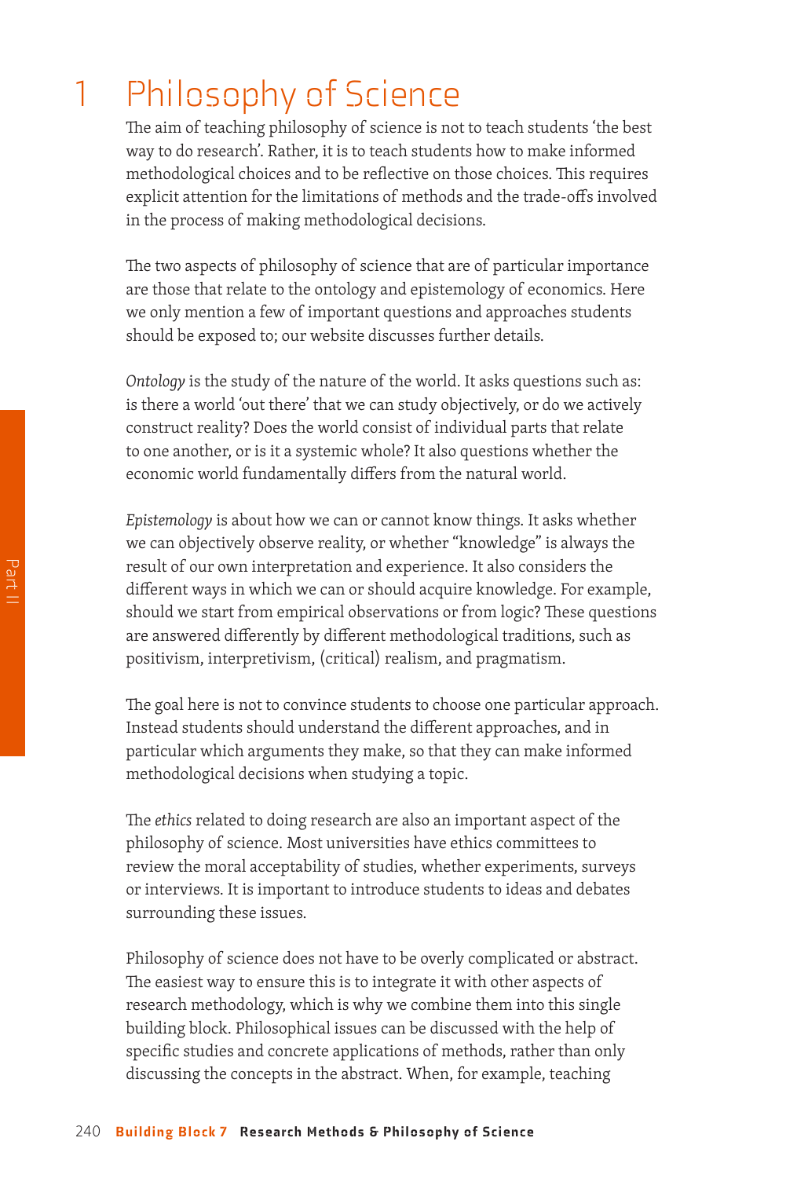# 1 Philosophy of Science

The aim of teaching philosophy of science is not to teach students 'the best way to do research'. Rather, it is to teach students how to make informed methodological choices and to be reflective on those choices. This requires explicit attention for the limitations of methods and the trade-offs involved in the process of making methodological decisions.

The two aspects of philosophy of science that are of particular importance are those that relate to the ontology and epistemology of economics. Here we only mention a few of important questions and approaches students should be exposed to; our website discusses further details.

*Ontology* is the study of the nature of the world. It asks questions such as: is there a world 'out there' that we can study objectively, or do we actively construct reality? Does the world consist of individual parts that relate to one another, or is it a systemic whole? It also questions whether the economic world fundamentally differs from the natural world.

*Epistemology* is about how we can or cannot know things. It asks whether we can objectively observe reality, or whether "knowledge" is always the result of our own interpretation and experience. It also considers the different ways in which we can or should acquire knowledge. For example, should we start from empirical observations or from logic? These questions are answered differently by different methodological traditions, such as positivism, interpretivism, (critical) realism, and pragmatism.

The goal here is not to convince students to choose one particular approach. Instead students should understand the different approaches, and in particular which arguments they make, so that they can make informed methodological decisions when studying a topic.

The *ethics* related to doing research are also an important aspect of the philosophy of science. Most universities have ethics committees to review the moral acceptability of studies, whether experiments, surveys or interviews. It is important to introduce students to ideas and debates surrounding these issues.

Philosophy of science does not have to be overly complicated or abstract. The easiest way to ensure this is to integrate it with other aspects of research methodology, which is why we combine them into this single building block. Philosophical issues can be discussed with the help of specific studies and concrete applications of methods, rather than only discussing the concepts in the abstract. When, for example, teaching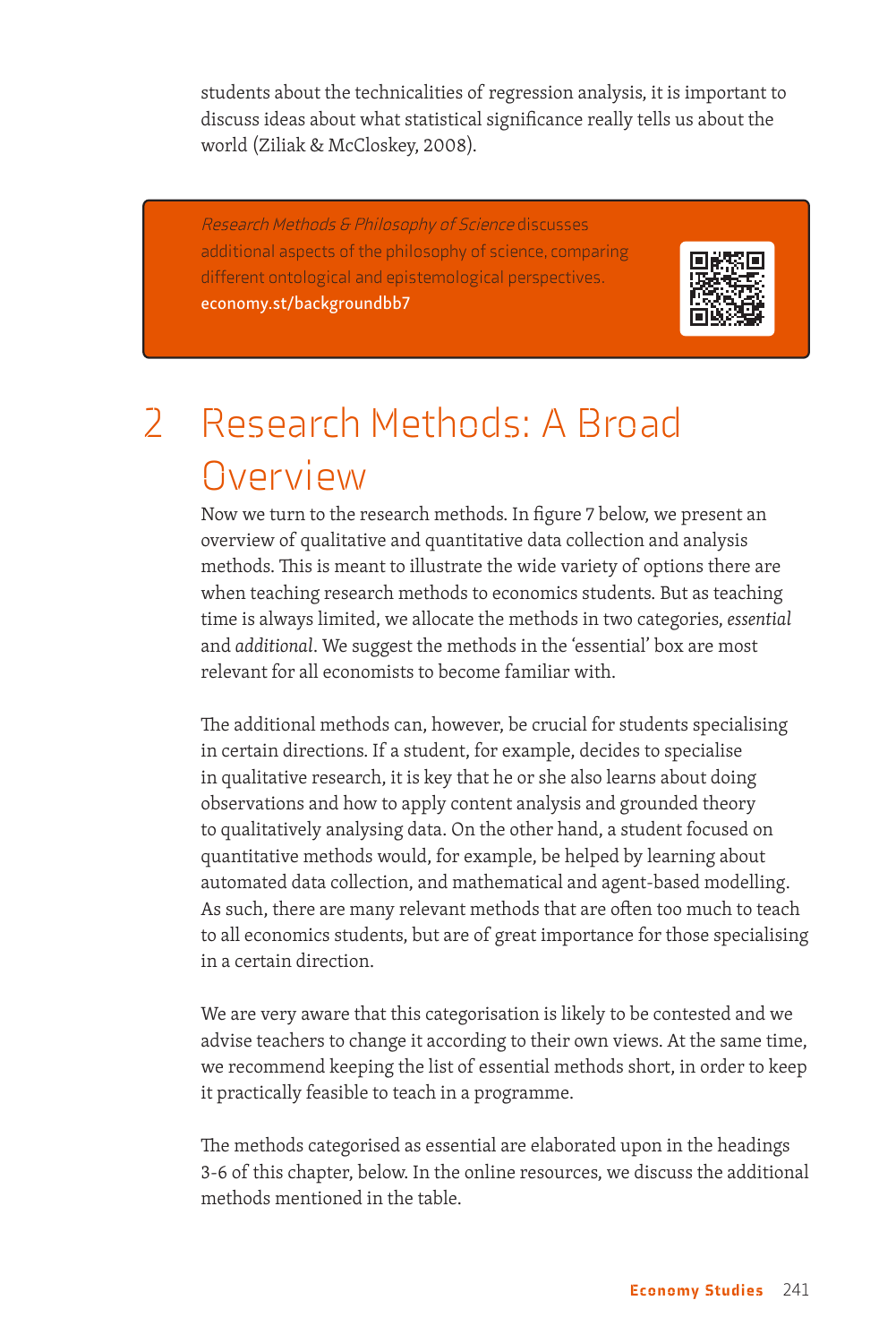students about the technicalities of regression analysis, it is important to discuss ideas about what statistical significance really tells us about the world (Ziliak & McCloskey, 2008).

> *Research Methods & Philosophy of Science* discusses additional aspects of the philosophy of science, comparing different ontological and epistemological perspectives.
> **economy.st/backgroundbb7**

# 2 Research Methods: A Broad Overview

Now we turn to the research methods. In figure 7 below, we present an overview of qualitative and quantitative data collection and analysis methods. This is meant to illustrate the wide variety of options there are when teaching research methods to economics students. But as teaching time is always limited, we allocate the methods in two categories, *essential* and *additional*. We suggest the methods in the 'essential' box are most relevant for all economists to become familiar with.

The additional methods can, however, be crucial for students specialising in certain directions. If a student, for example, decides to specialise in qualitative research, it is key that he or she also learns about doing observations and how to apply content analysis and grounded theory to qualitatively analysing data. On the other hand, a student focused on quantitative methods would, for example, be helped by learning about automated data collection, and mathematical and agent-based modelling. As such, there are many relevant methods that are often too much to teach to all economics students, but are of great importance for those specialising in a certain direction.

We are very aware that this categorisation is likely to be contested and we advise teachers to change it according to their own views. At the same time, we recommend keeping the list of essential methods short, in order to keep it practically feasible to teach in a programme.

The methods categorised as essential are elaborated upon in the headings 3-6 of this chapter, below. In the online resources, we discuss the additional methods mentioned in the table.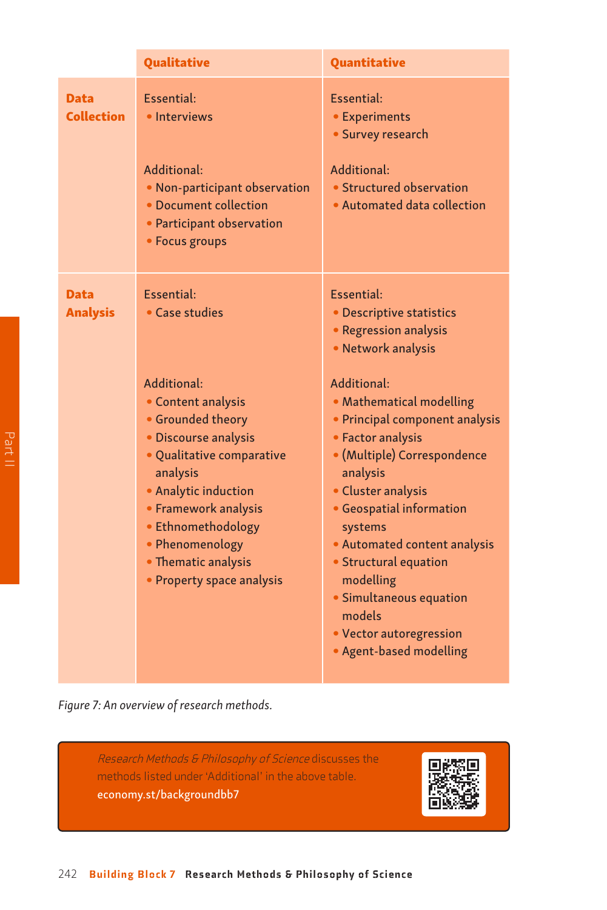|  | Qualitative | Quantitative |
|---|---|---|
| **Data Collection** | Essential:<br>• Interviews<br><br>Additional:<br>• Non-participant observation<br>• Document collection<br>• Participant observation<br>• Focus groups | Essential:<br>• Experiments<br>• Survey research<br><br>Additional:<br>• Structured observation<br>• Automated data collection |
| **Data Analysis** | Essential:<br>• Case studies<br><br>Additional:<br>• Content analysis<br>• Grounded theory<br>• Discourse analysis<br>• Qualitative comparative analysis<br>• Analytic induction<br>• Framework analysis<br>• Ethnomethodology<br>• Phenomenology<br>• Thematic analysis<br>• Property space analysis | Essential:<br>• Descriptive statistics<br>• Regression analysis<br>• Network analysis<br><br>Additional:<br>• Mathematical modelling<br>• Principal component analysis<br>• Factor analysis<br>• (Multiple) Correspondence analysis<br>• Cluster analysis<br>• Geospatial information systems<br>• Automated content analysis<br>• Structural equation modelling<br>• Simultaneous equation models<br>• Vector autoregression<br>• Agent-based modelling |

*Figure 7: An overview of research methods.*

*Research Methods & Philosophy of Science* discusses the methods listed under 'Additional' in the above table.
economy.st/backgroundbb7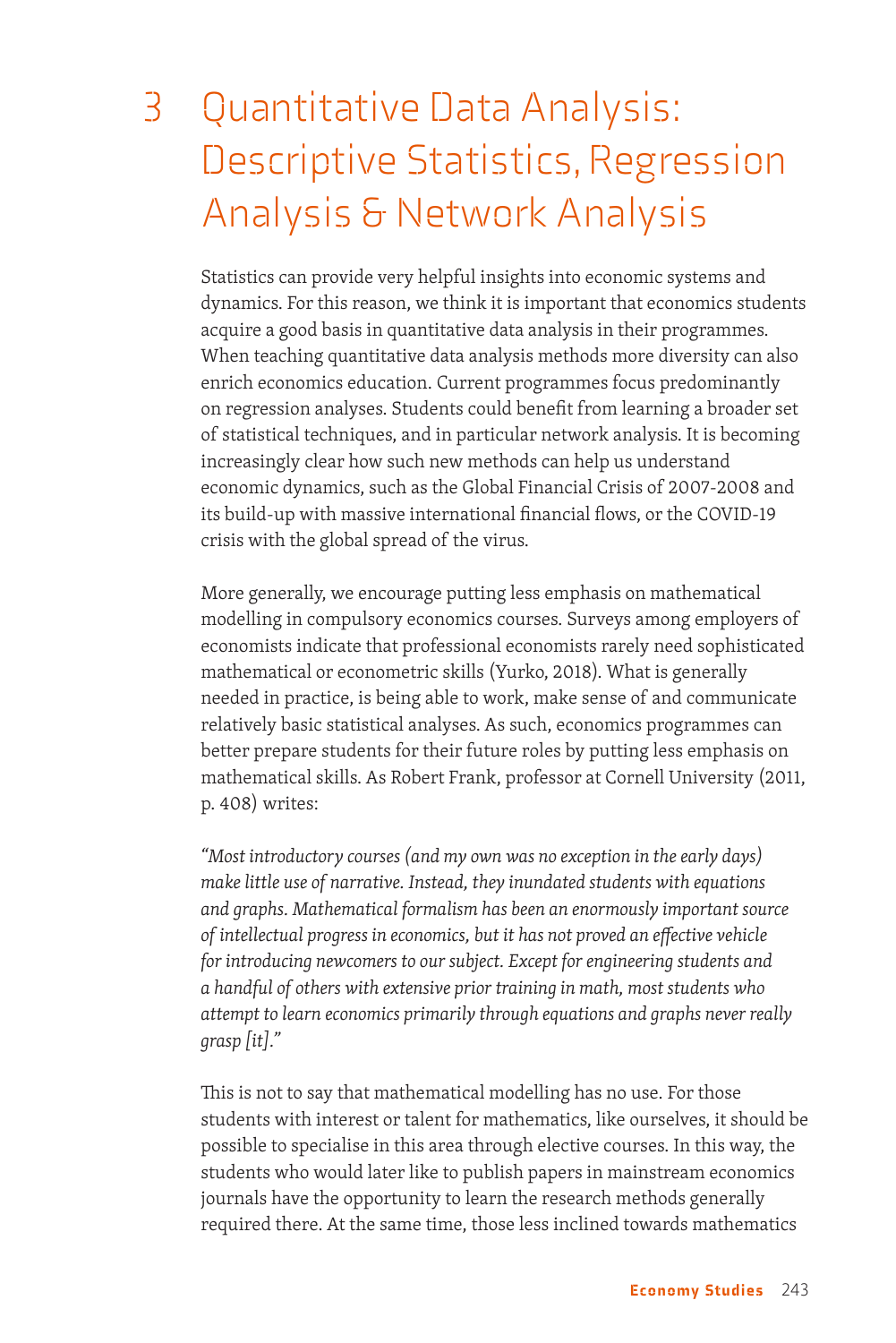# 3 Quantitative Data Analysis: Descriptive Statistics, Regression Analysis & Network Analysis

Statistics can provide very helpful insights into economic systems and dynamics. For this reason, we think it is important that economics students acquire a good basis in quantitative data analysis in their programmes. When teaching quantitative data analysis methods more diversity can also enrich economics education. Current programmes focus predominantly on regression analyses. Students could benefit from learning a broader set of statistical techniques, and in particular network analysis. It is becoming increasingly clear how such new methods can help us understand economic dynamics, such as the Global Financial Crisis of 2007-2008 and its build-up with massive international financial flows, or the COVID-19 crisis with the global spread of the virus.

More generally, we encourage putting less emphasis on mathematical modelling in compulsory economics courses. Surveys among employers of economists indicate that professional economists rarely need sophisticated mathematical or econometric skills (Yurko, 2018). What is generally needed in practice, is being able to work, make sense of and communicate relatively basic statistical analyses. As such, economics programmes can better prepare students for their future roles by putting less emphasis on mathematical skills. As Robert Frank, professor at Cornell University (2011, p. 408) writes:

*"Most introductory courses (and my own was no exception in the early days) make little use of narrative. Instead, they inundated students with equations and graphs. Mathematical formalism has been an enormously important source of intellectual progress in economics, but it has not proved an effective vehicle for introducing newcomers to our subject. Except for engineering students and a handful of others with extensive prior training in math, most students who attempt to learn economics primarily through equations and graphs never really grasp [it]."*

This is not to say that mathematical modelling has no use. For those students with interest or talent for mathematics, like ourselves, it should be possible to specialise in this area through elective courses. In this way, the students who would later like to publish papers in mainstream economics journals have the opportunity to learn the research methods generally required there. At the same time, those less inclined towards mathematics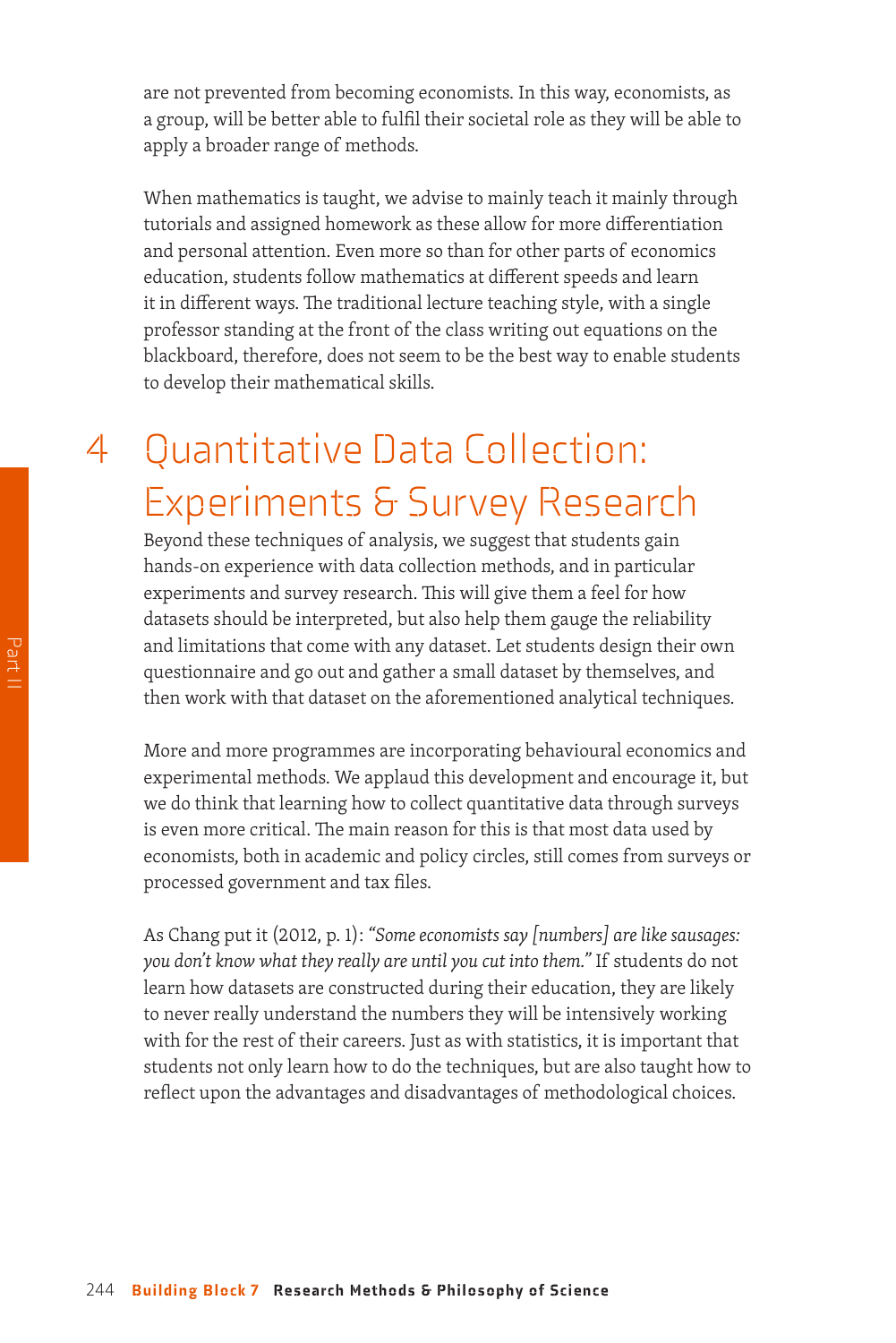are not prevented from becoming economists. In this way, economists, as a group, will be better able to fulfil their societal role as they will be able to apply a broader range of methods.

When mathematics is taught, we advise to mainly teach it mainly through tutorials and assigned homework as these allow for more differentiation and personal attention. Even more so than for other parts of economics education, students follow mathematics at different speeds and learn it in different ways. The traditional lecture teaching style, with a single professor standing at the front of the class writing out equations on the blackboard, therefore, does not seem to be the best way to enable students to develop their mathematical skills.

## 4 Quantitative Data Collection: Experiments & Survey Research

Beyond these techniques of analysis, we suggest that students gain hands-on experience with data collection methods, and in particular experiments and survey research. This will give them a feel for how datasets should be interpreted, but also help them gauge the reliability and limitations that come with any dataset. Let students design their own questionnaire and go out and gather a small dataset by themselves, and then work with that dataset on the aforementioned analytical techniques.

More and more programmes are incorporating behavioural economics and experimental methods. We applaud this development and encourage it, but we do think that learning how to collect quantitative data through surveys is even more critical. The main reason for this is that most data used by economists, both in academic and policy circles, still comes from surveys or processed government and tax files.

As Chang put it (2012, p. 1): *"Some economists say [numbers] are like sausages: you don't know what they really are until you cut into them."* If students do not learn how datasets are constructed during their education, they are likely to never really understand the numbers they will be intensively working with for the rest of their careers. Just as with statistics, it is important that students not only learn how to do the techniques, but are also taught how to reflect upon the advantages and disadvantages of methodological choices.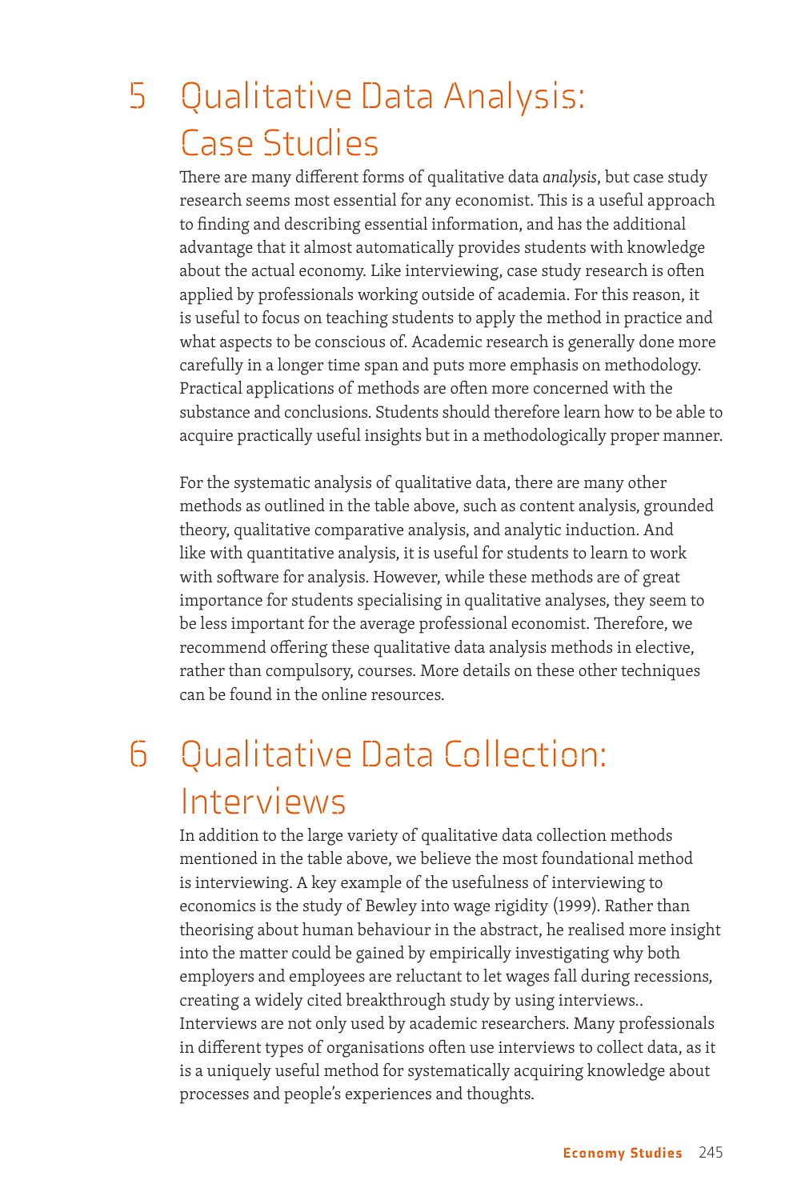# 5 Qualitative Data Analysis: Case Studies

There are many different forms of qualitative data *analysis*, but case study research seems most essential for any economist. This is a useful approach to finding and describing essential information, and has the additional advantage that it almost automatically provides students with knowledge about the actual economy. Like interviewing, case study research is often applied by professionals working outside of academia. For this reason, it is useful to focus on teaching students to apply the method in practice and what aspects to be conscious of. Academic research is generally done more carefully in a longer time span and puts more emphasis on methodology. Practical applications of methods are often more concerned with the substance and conclusions. Students should therefore learn how to be able to acquire practically useful insights but in a methodologically proper manner.

For the systematic analysis of qualitative data, there are many other methods as outlined in the table above, such as content analysis, grounded theory, qualitative comparative analysis, and analytic induction. And like with quantitative analysis, it is useful for students to learn to work with software for analysis. However, while these methods are of great importance for students specialising in qualitative analyses, they seem to be less important for the average professional economist. Therefore, we recommend offering these qualitative data analysis methods in elective, rather than compulsory, courses. More details on these other techniques can be found in the online resources.

# 6 Qualitative Data Collection: Interviews

In addition to the large variety of qualitative data collection methods mentioned in the table above, we believe the most foundational method is interviewing. A key example of the usefulness of interviewing to economics is the study of Bewley into wage rigidity (1999). Rather than theorising about human behaviour in the abstract, he realised more insight into the matter could be gained by empirically investigating why both employers and employees are reluctant to let wages fall during recessions, creating a widely cited breakthrough study by using interviews.. Interviews are not only used by academic researchers. Many professionals in different types of organisations often use interviews to collect data, as it is a uniquely useful method for systematically acquiring knowledge about processes and people's experiences and thoughts.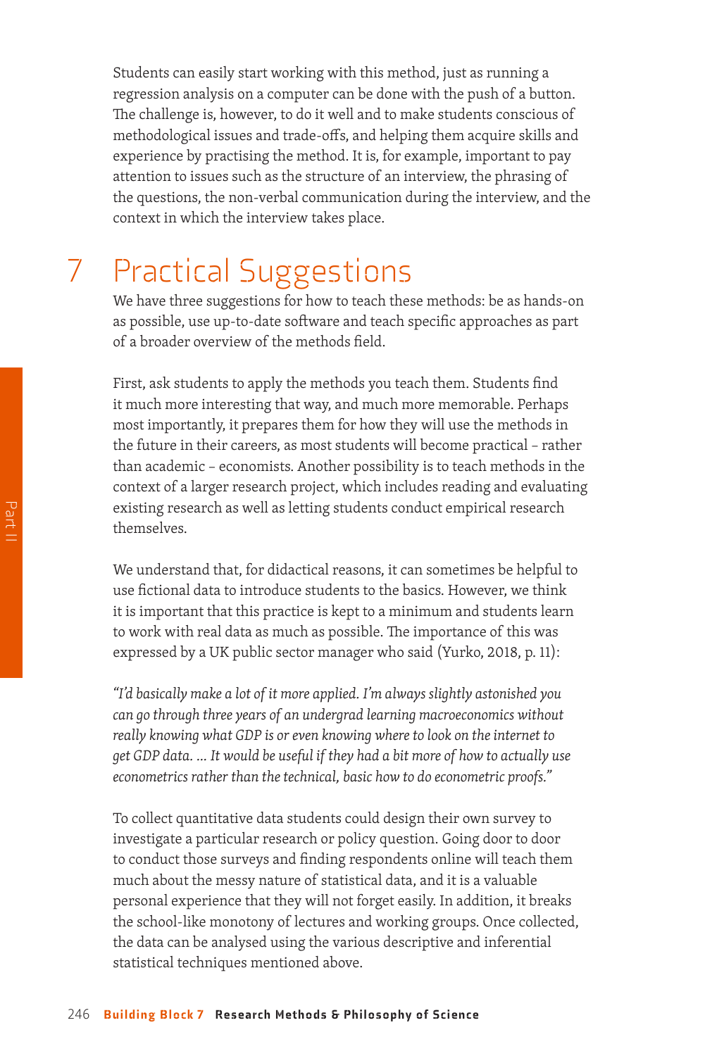Students can easily start working with this method, just as running a regression analysis on a computer can be done with the push of a button. The challenge is, however, to do it well and to make students conscious of methodological issues and trade-offs, and helping them acquire skills and experience by practising the method. It is, for example, important to pay attention to issues such as the structure of an interview, the phrasing of the questions, the non-verbal communication during the interview, and the context in which the interview takes place.

# 7 Practical Suggestions

We have three suggestions for how to teach these methods: be as hands-on as possible, use up-to-date software and teach specific approaches as part of a broader overview of the methods field.

First, ask students to apply the methods you teach them. Students find it much more interesting that way, and much more memorable. Perhaps most importantly, it prepares them for how they will use the methods in the future in their careers, as most students will become practical – rather than academic – economists. Another possibility is to teach methods in the context of a larger research project, which includes reading and evaluating existing research as well as letting students conduct empirical research themselves.

We understand that, for didactical reasons, it can sometimes be helpful to use fictional data to introduce students to the basics. However, we think it is important that this practice is kept to a minimum and students learn to work with real data as much as possible. The importance of this was expressed by a UK public sector manager who said (Yurko, 2018, p. 11):

*"I'd basically make a lot of it more applied. I'm always slightly astonished you can go through three years of an undergrad learning macroeconomics without really knowing what GDP is or even knowing where to look on the internet to get GDP data. ... It would be useful if they had a bit more of how to actually use econometrics rather than the technical, basic how to do econometric proofs."*

To collect quantitative data students could design their own survey to investigate a particular research or policy question. Going door to door to conduct those surveys and finding respondents online will teach them much about the messy nature of statistical data, and it is a valuable personal experience that they will not forget easily. In addition, it breaks the school-like monotony of lectures and working groups. Once collected, the data can be analysed using the various descriptive and inferential statistical techniques mentioned above.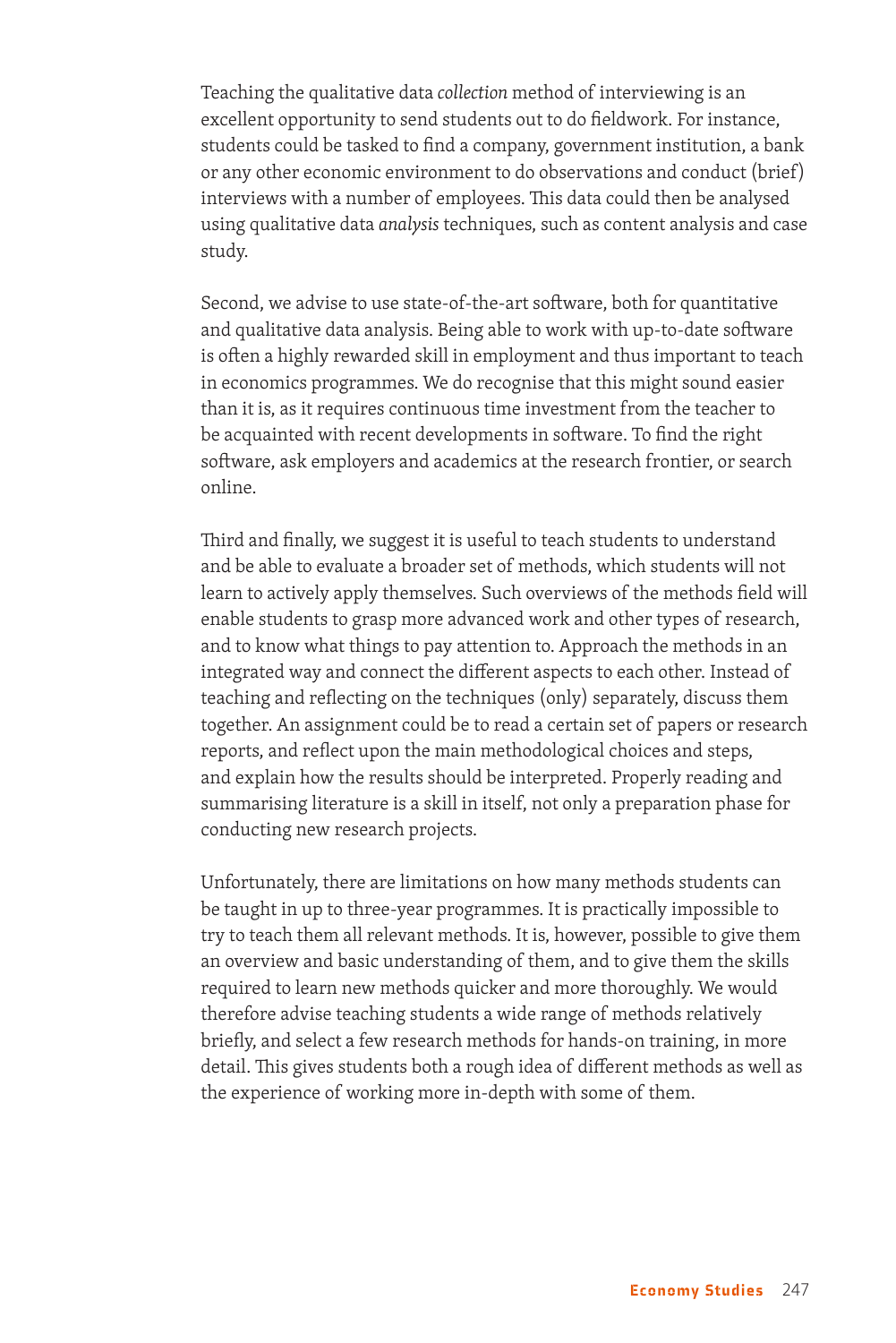Teaching the qualitative data *collection* method of interviewing is an excellent opportunity to send students out to do fieldwork. For instance, students could be tasked to find a company, government institution, a bank or any other economic environment to do observations and conduct (brief) interviews with a number of employees. This data could then be analysed using qualitative data *analysis* techniques, such as content analysis and case study.

Second, we advise to use state-of-the-art software, both for quantitative and qualitative data analysis. Being able to work with up-to-date software is often a highly rewarded skill in employment and thus important to teach in economics programmes. We do recognise that this might sound easier than it is, as it requires continuous time investment from the teacher to be acquainted with recent developments in software. To find the right software, ask employers and academics at the research frontier, or search online.

Third and finally, we suggest it is useful to teach students to understand and be able to evaluate a broader set of methods, which students will not learn to actively apply themselves. Such overviews of the methods field will enable students to grasp more advanced work and other types of research, and to know what things to pay attention to. Approach the methods in an integrated way and connect the different aspects to each other. Instead of teaching and reflecting on the techniques (only) separately, discuss them together. An assignment could be to read a certain set of papers or research reports, and reflect upon the main methodological choices and steps, and explain how the results should be interpreted. Properly reading and summarising literature is a skill in itself, not only a preparation phase for conducting new research projects.

Unfortunately, there are limitations on how many methods students can be taught in up to three-year programmes. It is practically impossible to try to teach them all relevant methods. It is, however, possible to give them an overview and basic understanding of them, and to give them the skills required to learn new methods quicker and more thoroughly. We would therefore advise teaching students a wide range of methods relatively briefly, and select a few research methods for hands-on training, in more detail. This gives students both a rough idea of different methods as well as the experience of working more in-depth with some of them.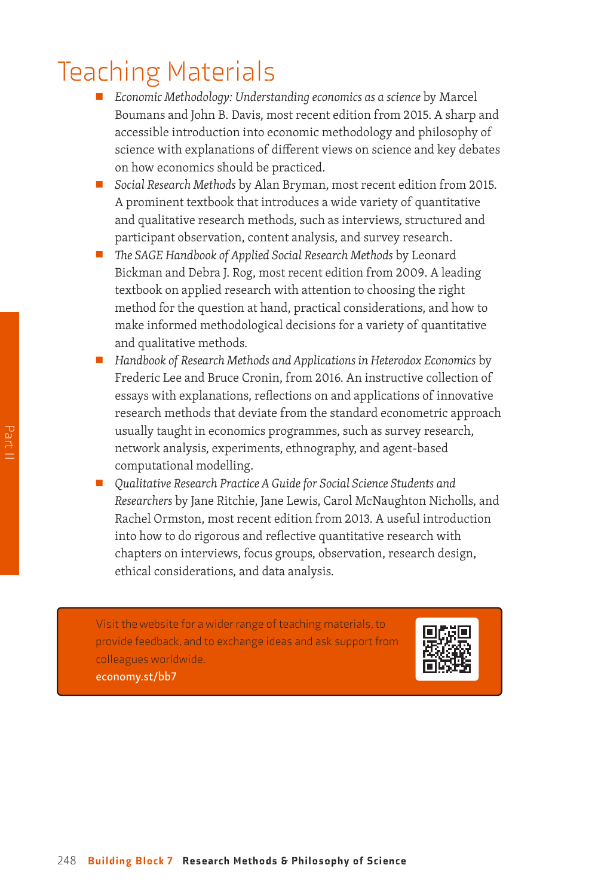# Teaching Materials

- *Economic Methodology: Understanding economics as a science* by Marcel Boumans and John B. Davis, most recent edition from 2015. A sharp and accessible introduction into economic methodology and philosophy of science with explanations of different views on science and key debates on how economics should be practiced.
- *Social Research Methods* by Alan Bryman, most recent edition from 2015. A prominent textbook that introduces a wide variety of quantitative and qualitative research methods, such as interviews, structured and participant observation, content analysis, and survey research.
- *The SAGE Handbook of Applied Social Research Methods* by Leonard Bickman and Debra J. Rog, most recent edition from 2009. A leading textbook on applied research with attention to choosing the right method for the question at hand, practical considerations, and how to make informed methodological decisions for a variety of quantitative and qualitative methods.
- *Handbook of Research Methods and Applications in Heterodox Economics* by Frederic Lee and Bruce Cronin, from 2016. An instructive collection of essays with explanations, reflections on and applications of innovative research methods that deviate from the standard econometric approach usually taught in economics programmes, such as survey research, network analysis, experiments, ethnography, and agent-based computational modelling.
- *Qualitative Research Practice A Guide for Social Science Students and Researchers* by Jane Ritchie, Jane Lewis, Carol McNaughton Nicholls, and Rachel Ormston, most recent edition from 2013. A useful introduction into how to do rigorous and reflective quantitative research with chapters on interviews, focus groups, observation, research design, ethical considerations, and data analysis.

Visit the website for a wider range of teaching materials, to provide feedback, and to exchange ideas and ask support from colleagues worldwide.
economy.st/bb7